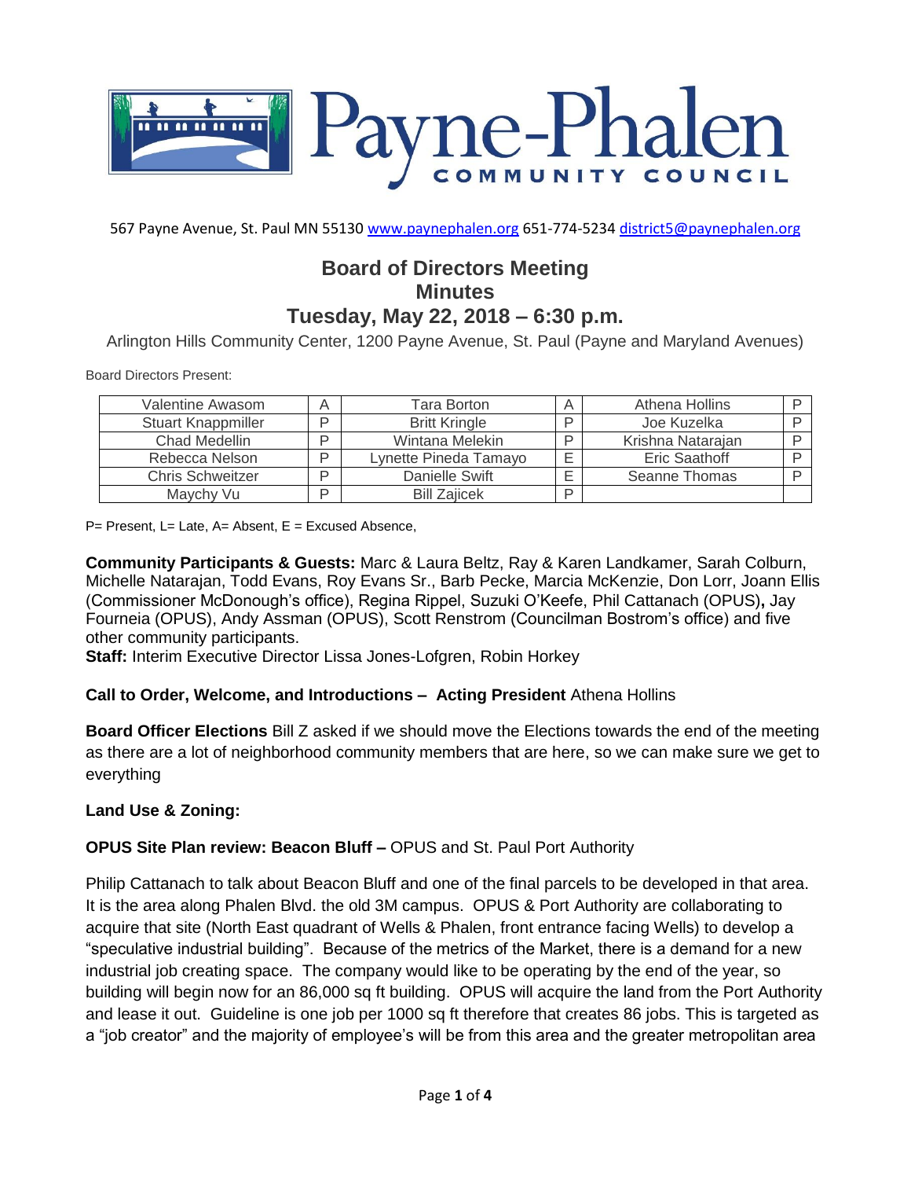# Payne-Phalen COMMUNITY COUNCIL

567 Payne Avenue, St. Paul MN 55130 www.paynephalen.org 651-774-5234 district5@paynephalen.org

## Board of Directors Meeting
## Minutes
## Tuesday, May 22, 2018 – 6:30 p.m.

Arlington Hills Community Center, 1200 Payne Avenue, St. Paul (Payne and Maryland Avenues)

Board Directors Present:

| | | | | | |
|---|---|---|---|---|---|
| Valentine Awasom | A | Tara Borton | A | Athena Hollins | P |
| Stuart Knappmiller | P | Britt Kringle | P | Joe Kuzelka | P |
| Chad Medellin | P | Wintana Melekin | P | Krishna Natarajan | P |
| Rebecca Nelson | P | Lynette Pineda Tamayo | E | Eric Saathoff | P |
| Chris Schweitzer | P | Danielle Swift | E | Seanne Thomas | P |
| Maychy Vu | P | Bill Zajicek | P | | |

P= Present, L= Late, A= Absent, E = Excused Absence,

**Community Participants & Guests:** Marc & Laura Beltz, Ray & Karen Landkamer, Sarah Colburn, Michelle Natarajan, Todd Evans, Roy Evans Sr., Barb Pecke, Marcia McKenzie, Don Lorr, Joann Ellis (Commissioner McDonough's office), Regina Rippel, Suzuki O'Keefe, Phil Cattanach (OPUS)**,** Jay Fourneia (OPUS), Andy Assman (OPUS), Scott Renstrom (Councilman Bostrom's office) and five other community participants.

**Staff:** Interim Executive Director Lissa Jones-Lofgren, Robin Horkey

**Call to Order, Welcome, and Introductions – Acting President** Athena Hollins

**Board Officer Elections** Bill Z asked if we should move the Elections towards the end of the meeting as there are a lot of neighborhood community members that are here, so we can make sure we get to everything

**Land Use & Zoning:**

**OPUS Site Plan review: Beacon Bluff –** OPUS and St. Paul Port Authority

Philip Cattanach to talk about Beacon Bluff and one of the final parcels to be developed in that area. It is the area along Phalen Blvd. the old 3M campus. OPUS & Port Authority are collaborating to acquire that site (North East quadrant of Wells & Phalen, front entrance facing Wells) to develop a "speculative industrial building". Because of the metrics of the Market, there is a demand for a new industrial job creating space. The company would like to be operating by the end of the year, so building will begin now for an 86,000 sq ft building. OPUS will acquire the land from the Port Authority and lease it out. Guideline is one job per 1000 sq ft therefore that creates 86 jobs. This is targeted as a "job creator" and the majority of employee's will be from this area and the greater metropolitan area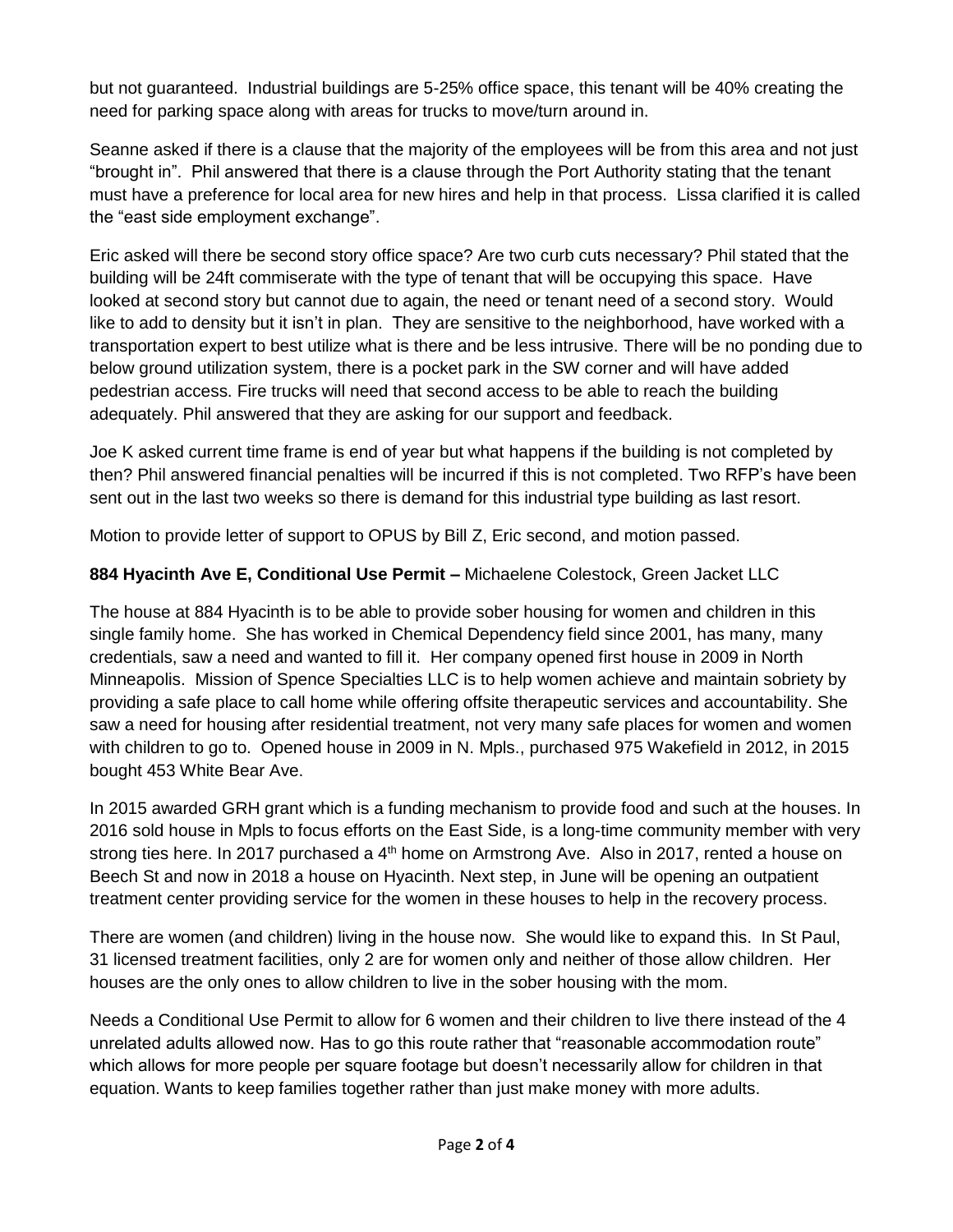but not guaranteed. Industrial buildings are 5-25% office space, this tenant will be 40% creating the need for parking space along with areas for trucks to move/turn around in.

Seanne asked if there is a clause that the majority of the employees will be from this area and not just "brought in". Phil answered that there is a clause through the Port Authority stating that the tenant must have a preference for local area for new hires and help in that process. Lissa clarified it is called the "east side employment exchange".

Eric asked will there be second story office space? Are two curb cuts necessary? Phil stated that the building will be 24ft commiserate with the type of tenant that will be occupying this space. Have looked at second story but cannot due to again, the need or tenant need of a second story. Would like to add to density but it isn't in plan. They are sensitive to the neighborhood, have worked with a transportation expert to best utilize what is there and be less intrusive. There will be no ponding due to below ground utilization system, there is a pocket park in the SW corner and will have added pedestrian access. Fire trucks will need that second access to be able to reach the building adequately. Phil answered that they are asking for our support and feedback.

Joe K asked current time frame is end of year but what happens if the building is not completed by then? Phil answered financial penalties will be incurred if this is not completed. Two RFP's have been sent out in the last two weeks so there is demand for this industrial type building as last resort.

Motion to provide letter of support to OPUS by Bill Z, Eric second, and motion passed.

**884 Hyacinth Ave E, Conditional Use Permit –** Michaelene Colestock, Green Jacket LLC

The house at 884 Hyacinth is to be able to provide sober housing for women and children in this single family home. She has worked in Chemical Dependency field since 2001, has many, many credentials, saw a need and wanted to fill it. Her company opened first house in 2009 in North Minneapolis. Mission of Spence Specialties LLC is to help women achieve and maintain sobriety by providing a safe place to call home while offering offsite therapeutic services and accountability. She saw a need for housing after residential treatment, not very many safe places for women and women with children to go to. Opened house in 2009 in N. Mpls., purchased 975 Wakefield in 2012, in 2015 bought 453 White Bear Ave.

In 2015 awarded GRH grant which is a funding mechanism to provide food and such at the houses. In 2016 sold house in Mpls to focus efforts on the East Side, is a long-time community member with very strong ties here. In 2017 purchased a 4th home on Armstrong Ave. Also in 2017, rented a house on Beech St and now in 2018 a house on Hyacinth. Next step, in June will be opening an outpatient treatment center providing service for the women in these houses to help in the recovery process.

There are women (and children) living in the house now. She would like to expand this. In St Paul, 31 licensed treatment facilities, only 2 are for women only and neither of those allow children. Her houses are the only ones to allow children to live in the sober housing with the mom.

Needs a Conditional Use Permit to allow for 6 women and their children to live there instead of the 4 unrelated adults allowed now. Has to go this route rather that "reasonable accommodation route" which allows for more people per square footage but doesn't necessarily allow for children in that equation. Wants to keep families together rather than just make money with more adults.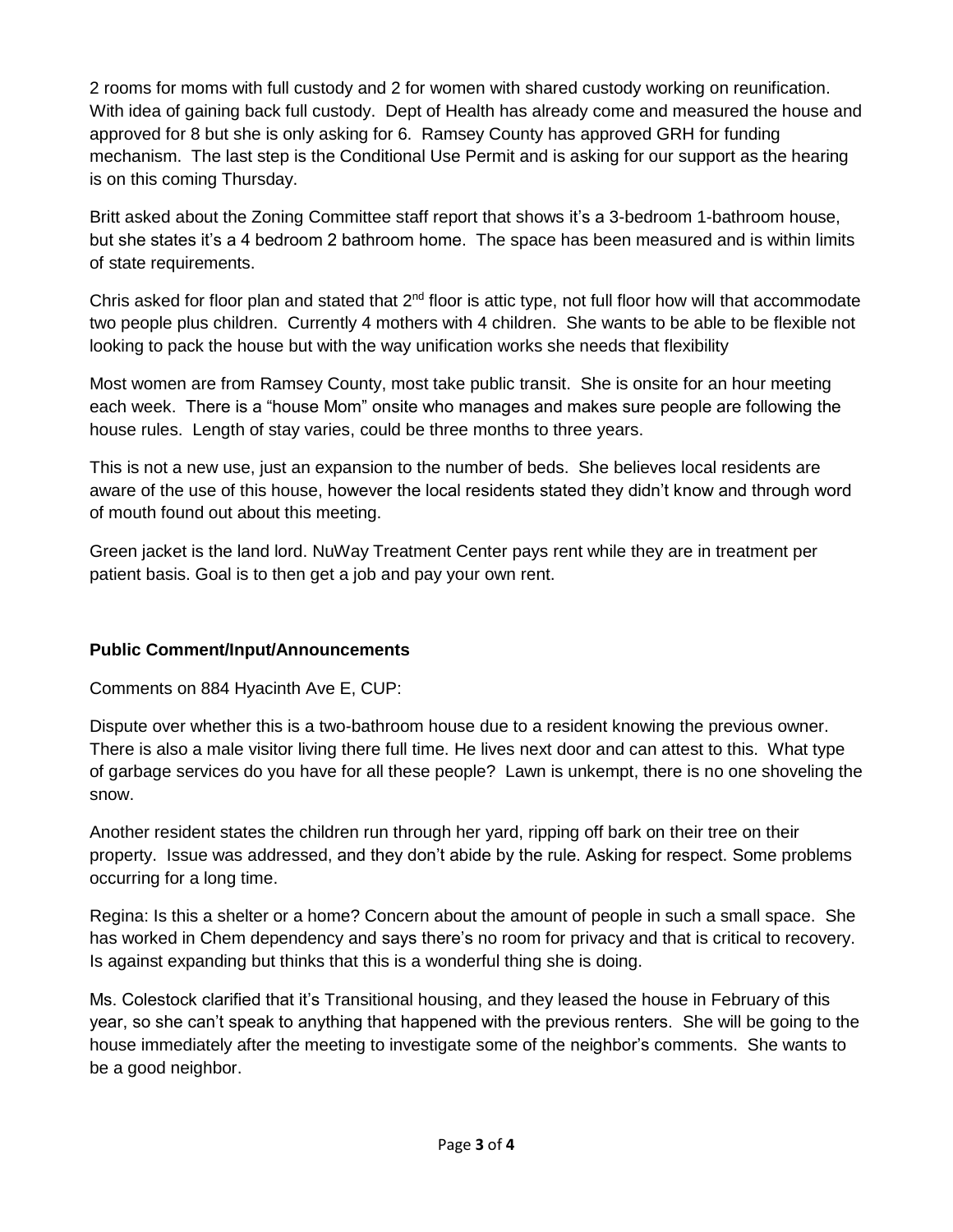2 rooms for moms with full custody and 2 for women with shared custody working on reunification. With idea of gaining back full custody. Dept of Health has already come and measured the house and approved for 8 but she is only asking for 6. Ramsey County has approved GRH for funding mechanism. The last step is the Conditional Use Permit and is asking for our support as the hearing is on this coming Thursday.

Britt asked about the Zoning Committee staff report that shows it's a 3-bedroom 1-bathroom house, but she states it's a 4 bedroom 2 bathroom home. The space has been measured and is within limits of state requirements.

Chris asked for floor plan and stated that 2nd floor is attic type, not full floor how will that accommodate two people plus children. Currently 4 mothers with 4 children. She wants to be able to be flexible not looking to pack the house but with the way unification works she needs that flexibility

Most women are from Ramsey County, most take public transit. She is onsite for an hour meeting each week. There is a "house Mom" onsite who manages and makes sure people are following the house rules. Length of stay varies, could be three months to three years.

This is not a new use, just an expansion to the number of beds. She believes local residents are aware of the use of this house, however the local residents stated they didn't know and through word of mouth found out about this meeting.

Green jacket is the land lord. NuWay Treatment Center pays rent while they are in treatment per patient basis. Goal is to then get a job and pay your own rent.

**Public Comment/Input/Announcements**

Comments on 884 Hyacinth Ave E, CUP:

Dispute over whether this is a two-bathroom house due to a resident knowing the previous owner. There is also a male visitor living there full time. He lives next door and can attest to this. What type of garbage services do you have for all these people? Lawn is unkempt, there is no one shoveling the snow.

Another resident states the children run through her yard, ripping off bark on their tree on their property. Issue was addressed, and they don't abide by the rule. Asking for respect. Some problems occurring for a long time.

Regina: Is this a shelter or a home? Concern about the amount of people in such a small space. She has worked in Chem dependency and says there's no room for privacy and that is critical to recovery. Is against expanding but thinks that this is a wonderful thing she is doing.

Ms. Colestock clarified that it's Transitional housing, and they leased the house in February of this year, so she can't speak to anything that happened with the previous renters. She will be going to the house immediately after the meeting to investigate some of the neighbor's comments. She wants to be a good neighbor.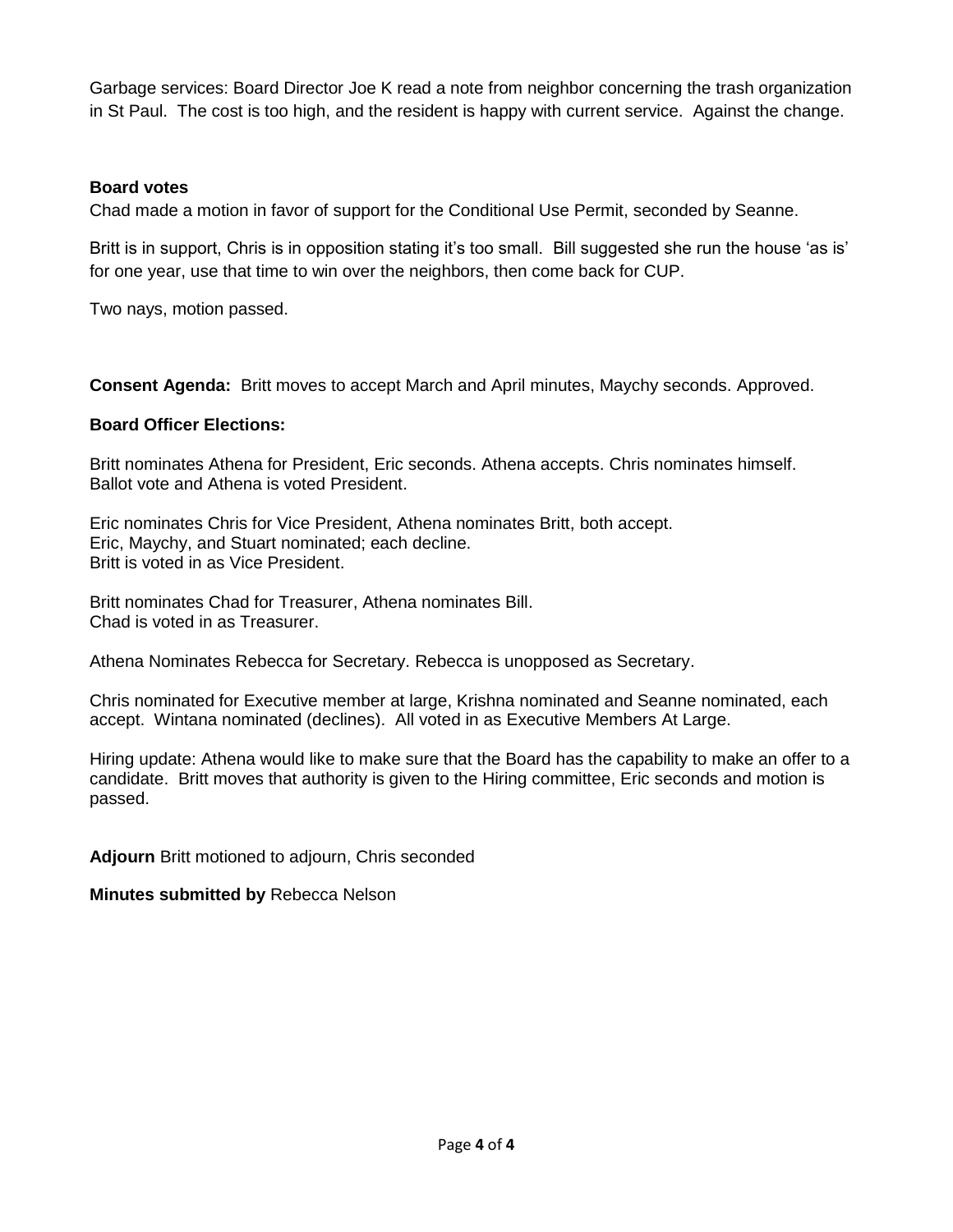Garbage services: Board Director Joe K read a note from neighbor concerning the trash organization in St Paul. The cost is too high, and the resident is happy with current service. Against the change.

**Board votes**

Chad made a motion in favor of support for the Conditional Use Permit, seconded by Seanne.

Britt is in support, Chris is in opposition stating it's too small. Bill suggested she run the house 'as is' for one year, use that time to win over the neighbors, then come back for CUP.

Two nays, motion passed.

**Consent Agenda:** Britt moves to accept March and April minutes, Maychy seconds. Approved.

**Board Officer Elections:**

Britt nominates Athena for President, Eric seconds. Athena accepts. Chris nominates himself.
Ballot vote and Athena is voted President.

Eric nominates Chris for Vice President, Athena nominates Britt, both accept.
Eric, Maychy, and Stuart nominated; each decline.
Britt is voted in as Vice President.

Britt nominates Chad for Treasurer, Athena nominates Bill.
Chad is voted in as Treasurer.

Athena Nominates Rebecca for Secretary. Rebecca is unopposed as Secretary.

Chris nominated for Executive member at large, Krishna nominated and Seanne nominated, each accept. Wintana nominated (declines). All voted in as Executive Members At Large.

Hiring update: Athena would like to make sure that the Board has the capability to make an offer to a candidate. Britt moves that authority is given to the Hiring committee, Eric seconds and motion is passed.

**Adjourn** Britt motioned to adjourn, Chris seconded

**Minutes submitted by** Rebecca Nelson